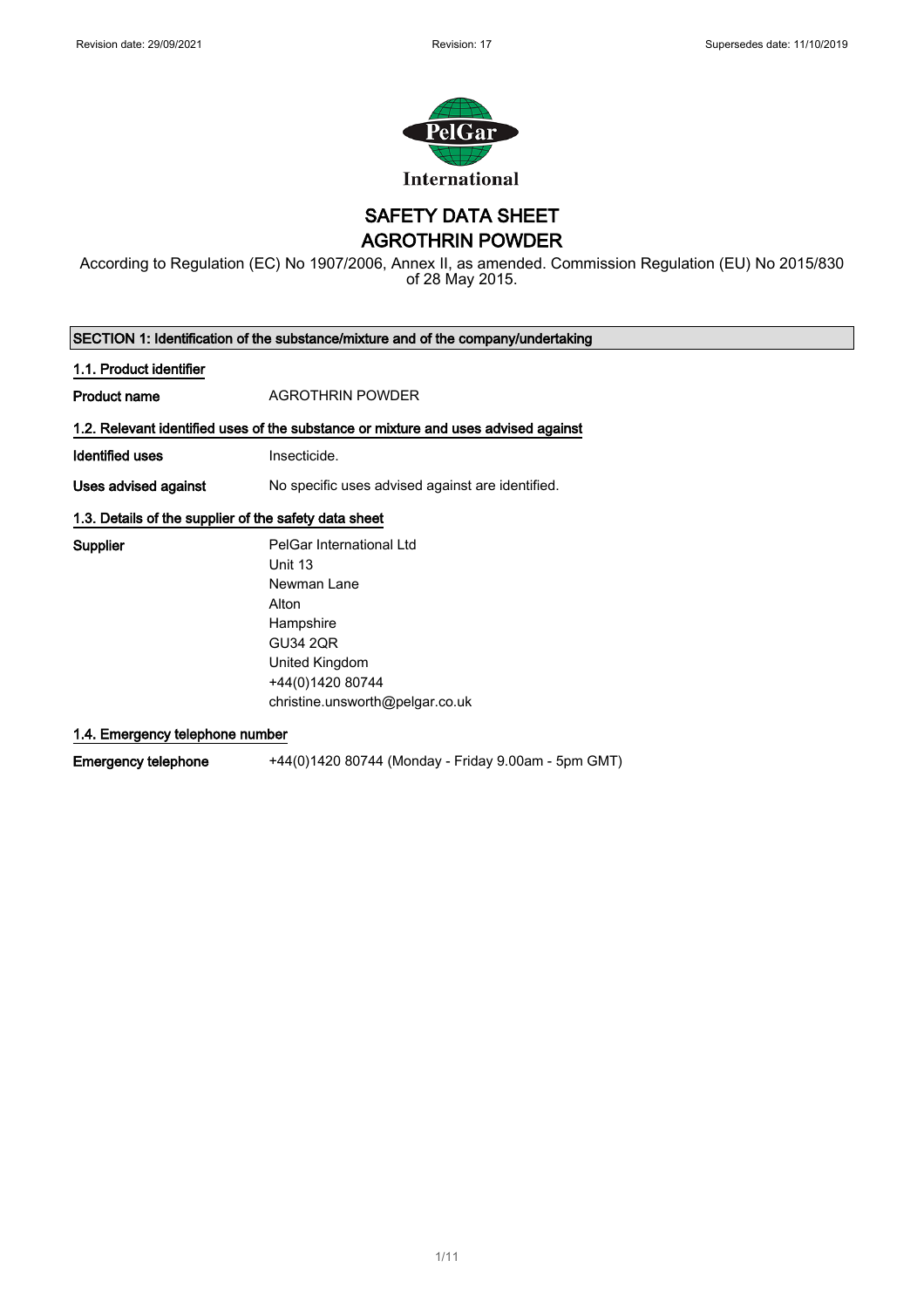Revision date: 29/09/2021 Revision: 17 Supersedes date: 11/10/2019

International

# SAFETY DATA SHEET
# AGROTHRIN POWDER

According to Regulation (EC) No 1907/2006, Annex II, as amended. Commission Regulation (EU) No 2015/830 of 28 May 2015.

## SECTION 1: Identification of the substance/mixture and of the company/undertaking

### 1.1. Product identifier

**Product name** AGROTHRIN POWDER

### 1.2. Relevant identified uses of the substance or mixture and uses advised against

**Identified uses** Insecticide.

**Uses advised against** No specific uses advised against are identified.

### 1.3. Details of the supplier of the safety data sheet

**Supplier**
PelGar International Ltd
Unit 13
Newman Lane
Alton
Hampshire
GU34 2QR
United Kingdom
+44(0)1420 80744
christine.unsworth@pelgar.co.uk

### 1.4. Emergency telephone number

**Emergency telephone** +44(0)1420 80744 (Monday - Friday 9.00am - 5pm GMT)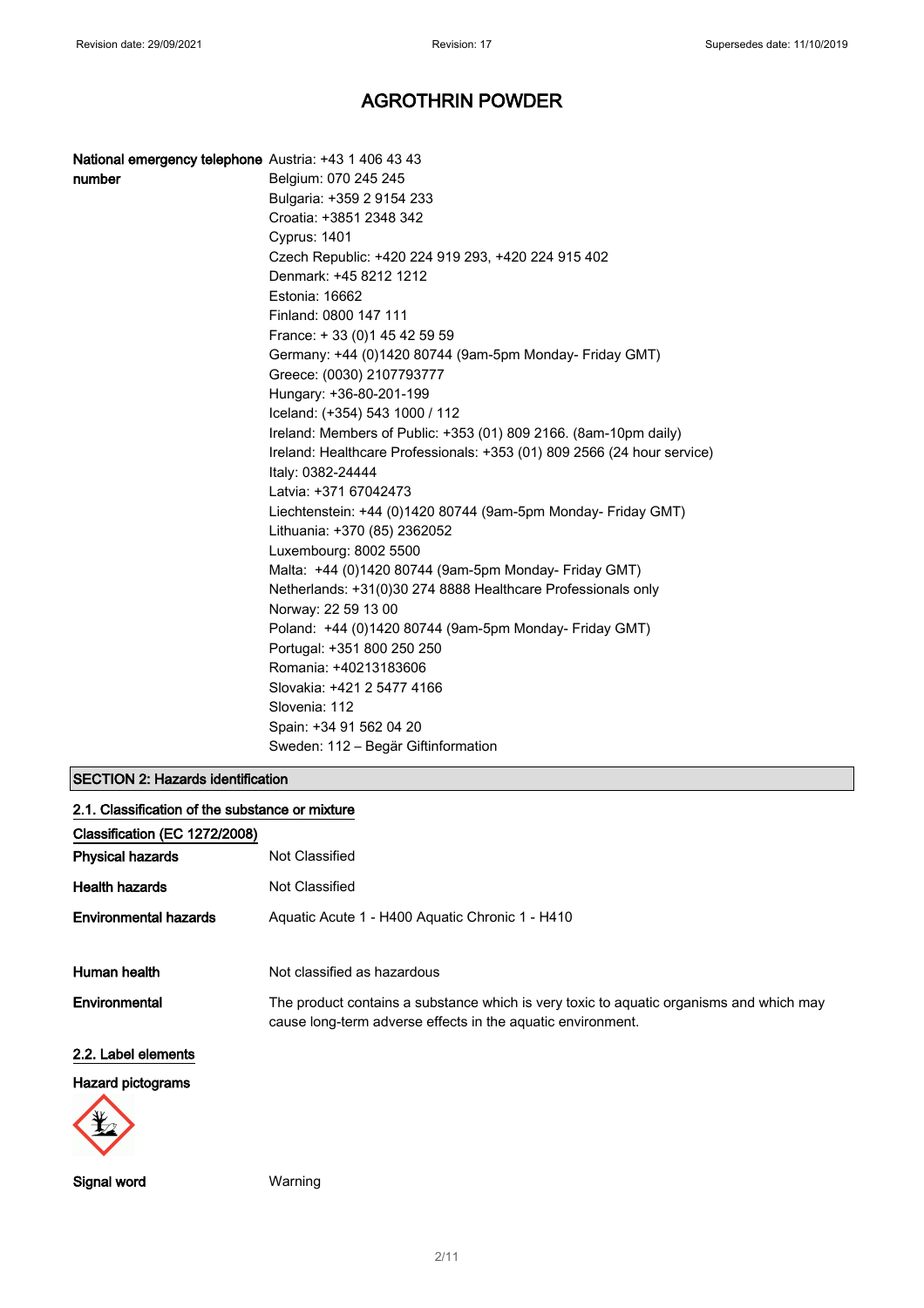# AGROTHRIN POWDER

**National emergency telephone number**

Austria: +43 1 406 43 43
Belgium: 070 245 245
Bulgaria: +359 2 9154 233
Croatia: +3851 2348 342
Cyprus: 1401
Czech Republic: +420 224 919 293, +420 224 915 402
Denmark: +45 8212 1212
Estonia: 16662
Finland: 0800 147 111
France: + 33 (0)1 45 42 59 59
Germany: +44 (0)1420 80744 (9am-5pm Monday- Friday GMT)
Greece: (0030) 2107793777
Hungary: +36-80-201-199
Iceland: (+354) 543 1000 / 112
Ireland: Members of Public: +353 (01) 809 2166. (8am-10pm daily)
Ireland: Healthcare Professionals: +353 (01) 809 2566 (24 hour service)
Italy: 0382-24444
Latvia: +371 67042473
Liechtenstein: +44 (0)1420 80744 (9am-5pm Monday- Friday GMT)
Lithuania: +370 (85) 2362052
Luxembourg: 8002 5500
Malta: +44 (0)1420 80744 (9am-5pm Monday- Friday GMT)
Netherlands: +31(0)30 274 8888 Healthcare Professionals only
Norway: 22 59 13 00
Poland: +44 (0)1420 80744 (9am-5pm Monday- Friday GMT)
Portugal: +351 800 250 250
Romania: +40213183606
Slovakia: +421 2 5477 4166
Slovenia: 112
Spain: +34 91 562 04 20
Sweden: 112 – Begär Giftinformation

## SECTION 2: Hazards identification

### 2.1. Classification of the substance or mixture

**Classification (EC 1272/2008)**

**Physical hazards** Not Classified

**Health hazards** Not Classified

**Environmental hazards** Aquatic Acute 1 - H400 Aquatic Chronic 1 - H410

**Human health** Not classified as hazardous

**Environmental** The product contains a substance which is very toxic to aquatic organisms and which may cause long-term adverse effects in the aquatic environment.

### 2.2. Label elements

**Hazard pictograms**

**Signal word** Warning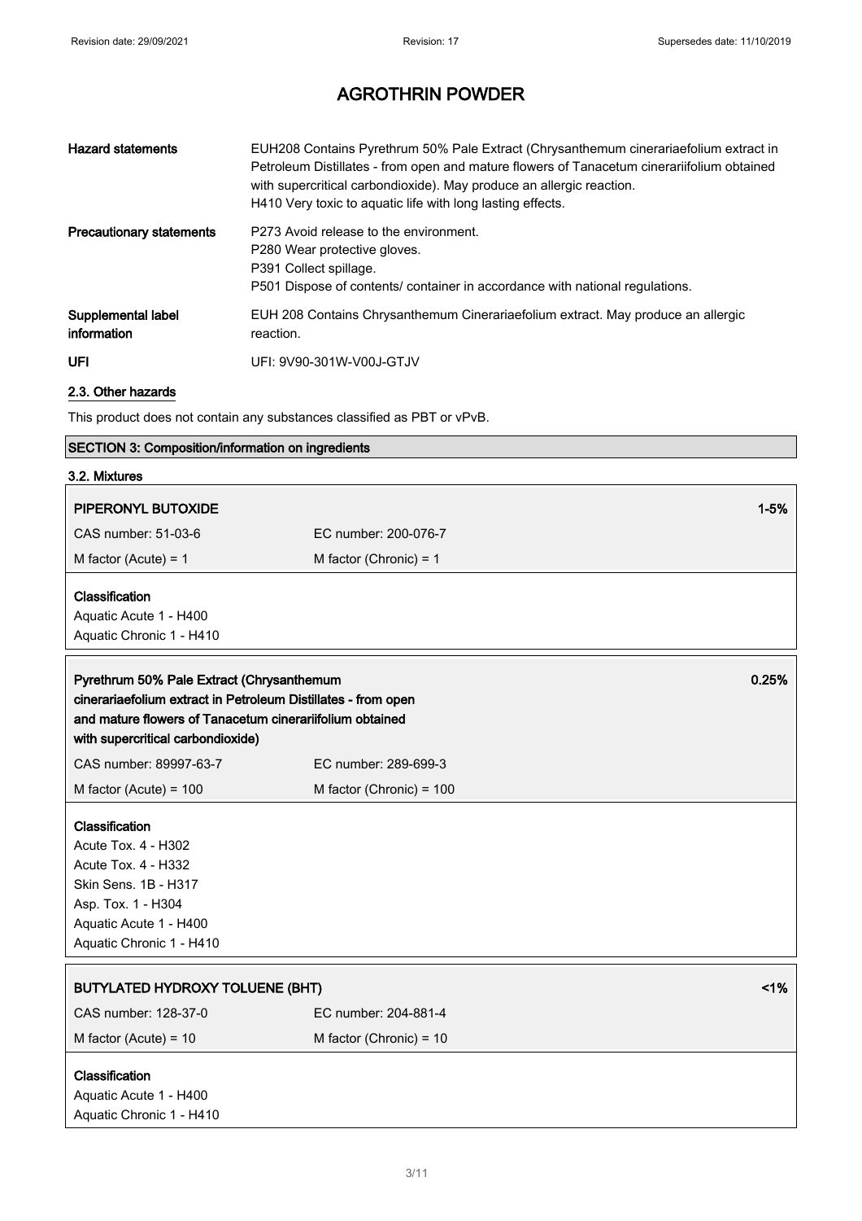| | |
|---|---|
| **Hazard statements** | EUH208 Contains Pyrethrum 50% Pale Extract (Chrysanthemum cinerariaefolium extract in Petroleum Distillates - from open and mature flowers of Tanacetum cinerariifolium obtained with supercritical carbondioxide). May produce an allergic reaction.<br>H410 Very toxic to aquatic life with long lasting effects. |
| **Precautionary statements** | P273 Avoid release to the environment.<br>P280 Wear protective gloves.<br>P391 Collect spillage.<br>P501 Dispose of contents/ container in accordance with national regulations. |
| **Supplemental label information** | EUH 208 Contains Chrysanthemum Cinerariaefolium extract. May produce an allergic reaction. |
| **UFI** | UFI: 9V90-301W-V00J-GTJV |

### 2.3. Other hazards

This product does not contain any substances classified as PBT or vPvB.

## SECTION 3: Composition/information on ingredients

### 3.2. Mixtures

**PIPERONYL BUTOXIDE** — 1-5%

| | |
|---|---|
| CAS number: 51-03-6 | EC number: 200-076-7 |
| M factor (Acute) = 1 | M factor (Chronic) = 1 |

**Classification**
Aquatic Acute 1 - H400
Aquatic Chronic 1 - H410

**Pyrethrum 50% Pale Extract (Chrysanthemum cinerariaefolium extract in Petroleum Distillates - from open and mature flowers of Tanacetum cinerariifolium obtained with supercritical carbondioxide)** — 0.25%

| | |
|---|---|
| CAS number: 89997-63-7 | EC number: 289-699-3 |
| M factor (Acute) = 100 | M factor (Chronic) = 100 |

**Classification**
Acute Tox. 4 - H302
Acute Tox. 4 - H332
Skin Sens. 1B - H317
Asp. Tox. 1 - H304
Aquatic Acute 1 - H400
Aquatic Chronic 1 - H410

**BUTYLATED HYDROXY TOLUENE (BHT)** — <1%

| | |
|---|---|
| CAS number: 128-37-0 | EC number: 204-881-4 |
| M factor (Acute) = 10 | M factor (Chronic) = 10 |

**Classification**
Aquatic Acute 1 - H400
Aquatic Chronic 1 - H410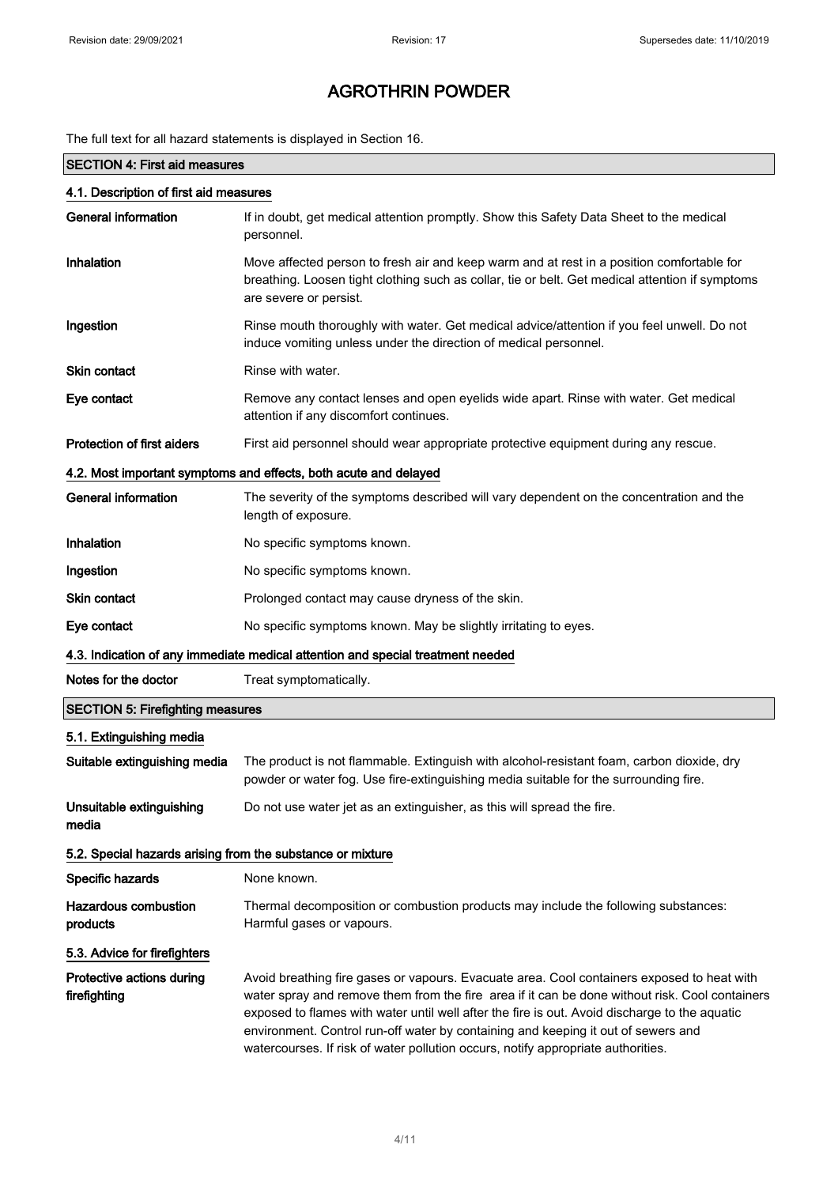The full text for all hazard statements is displayed in Section 16.

## SECTION 4: First aid measures

### 4.1. Description of first aid measures

| | |
|---|---|
| **General information** | If in doubt, get medical attention promptly. Show this Safety Data Sheet to the medical personnel. |
| **Inhalation** | Move affected person to fresh air and keep warm and at rest in a position comfortable for breathing. Loosen tight clothing such as collar, tie or belt. Get medical attention if symptoms are severe or persist. |
| **Ingestion** | Rinse mouth thoroughly with water. Get medical advice/attention if you feel unwell. Do not induce vomiting unless under the direction of medical personnel. |
| **Skin contact** | Rinse with water. |
| **Eye contact** | Remove any contact lenses and open eyelids wide apart. Rinse with water. Get medical attention if any discomfort continues. |
| **Protection of first aiders** | First aid personnel should wear appropriate protective equipment during any rescue. |

### 4.2. Most important symptoms and effects, both acute and delayed

| | |
|---|---|
| **General information** | The severity of the symptoms described will vary dependent on the concentration and the length of exposure. |
| **Inhalation** | No specific symptoms known. |
| **Ingestion** | No specific symptoms known. |
| **Skin contact** | Prolonged contact may cause dryness of the skin. |
| **Eye contact** | No specific symptoms known. May be slightly irritating to eyes. |

### 4.3. Indication of any immediate medical attention and special treatment needed

| | |
|---|---|
| **Notes for the doctor** | Treat symptomatically. |

## SECTION 5: Firefighting measures

### 5.1. Extinguishing media

| | |
|---|---|
| **Suitable extinguishing media** | The product is not flammable. Extinguish with alcohol-resistant foam, carbon dioxide, dry powder or water fog. Use fire-extinguishing media suitable for the surrounding fire. |
| **Unsuitable extinguishing media** | Do not use water jet as an extinguisher, as this will spread the fire. |

### 5.2. Special hazards arising from the substance or mixture

| | |
|---|---|
| **Specific hazards** | None known. |
| **Hazardous combustion products** | Thermal decomposition or combustion products may include the following substances: Harmful gases or vapours. |

### 5.3. Advice for firefighters

| | |
|---|---|
| **Protective actions during firefighting** | Avoid breathing fire gases or vapours. Evacuate area. Cool containers exposed to heat with water spray and remove them from the fire area if it can be done without risk. Cool containers exposed to flames with water until well after the fire is out. Avoid discharge to the aquatic environment. Control run-off water by containing and keeping it out of sewers and watercourses. If risk of water pollution occurs, notify appropriate authorities. |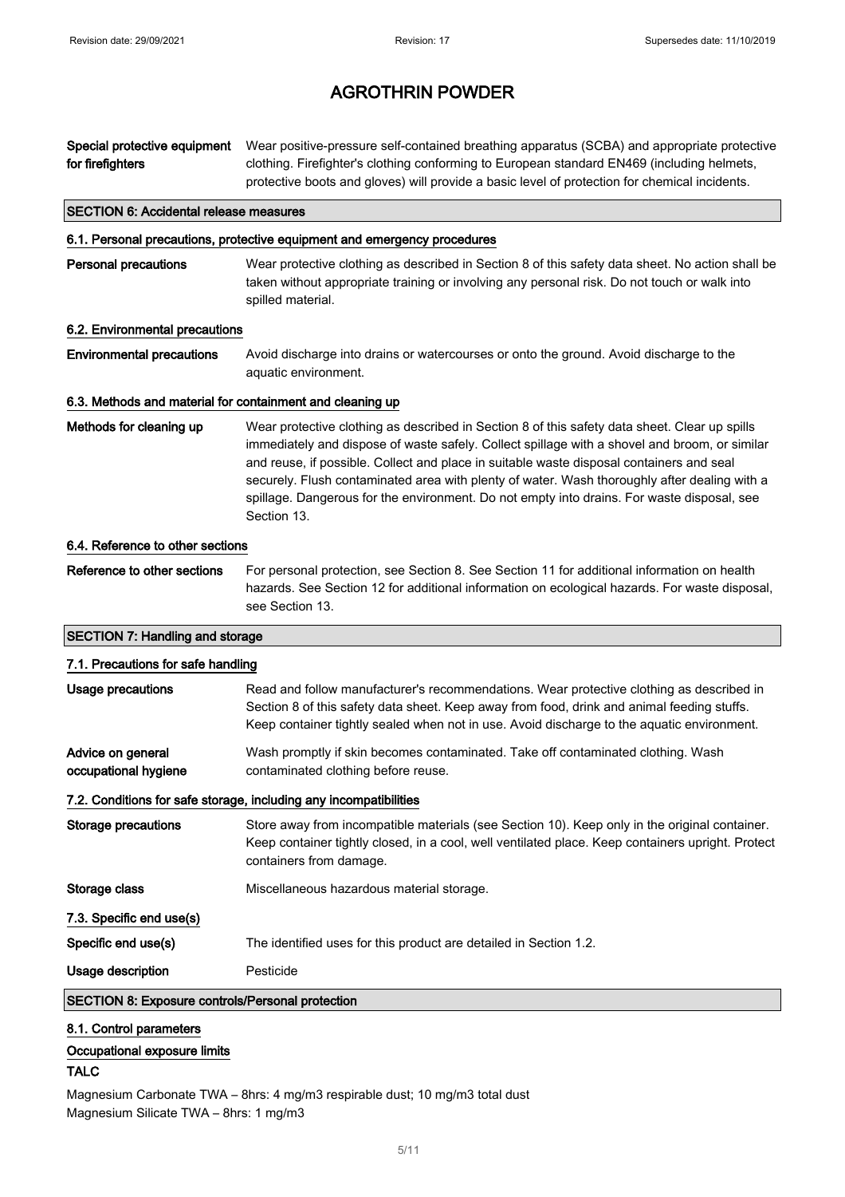# AGROTHRIN POWDER

| | |
|---|---|
| **Special protective equipment for firefighters** | Wear positive-pressure self-contained breathing apparatus (SCBA) and appropriate protective clothing. Firefighter's clothing conforming to European standard EN469 (including helmets, protective boots and gloves) will provide a basic level of protection for chemical incidents. |

## SECTION 6: Accidental release measures

### 6.1. Personal precautions, protective equipment and emergency procedures

| | |
|---|---|
| **Personal precautions** | Wear protective clothing as described in Section 8 of this safety data sheet. No action shall be taken without appropriate training or involving any personal risk. Do not touch or walk into spilled material. |

### 6.2. Environmental precautions

| | |
|---|---|
| **Environmental precautions** | Avoid discharge into drains or watercourses or onto the ground. Avoid discharge to the aquatic environment. |

### 6.3. Methods and material for containment and cleaning up

| | |
|---|---|
| **Methods for cleaning up** | Wear protective clothing as described in Section 8 of this safety data sheet. Clear up spills immediately and dispose of waste safely. Collect spillage with a shovel and broom, or similar and reuse, if possible. Collect and place in suitable waste disposal containers and seal securely. Flush contaminated area with plenty of water. Wash thoroughly after dealing with a spillage. Dangerous for the environment. Do not empty into drains. For waste disposal, see Section 13. |

### 6.4. Reference to other sections

| | |
|---|---|
| **Reference to other sections** | For personal protection, see Section 8. See Section 11 for additional information on health hazards. See Section 12 for additional information on ecological hazards. For waste disposal, see Section 13. |

## SECTION 7: Handling and storage

### 7.1. Precautions for safe handling

| | |
|---|---|
| **Usage precautions** | Read and follow manufacturer's recommendations. Wear protective clothing as described in Section 8 of this safety data sheet. Keep away from food, drink and animal feeding stuffs. Keep container tightly sealed when not in use. Avoid discharge to the aquatic environment. |
| **Advice on general occupational hygiene** | Wash promptly if skin becomes contaminated. Take off contaminated clothing. Wash contaminated clothing before reuse. |

### 7.2. Conditions for safe storage, including any incompatibilities

| | |
|---|---|
| **Storage precautions** | Store away from incompatible materials (see Section 10). Keep only in the original container. Keep container tightly closed, in a cool, well ventilated place. Keep containers upright. Protect containers from damage. |
| **Storage class** | Miscellaneous hazardous material storage. |

### 7.3. Specific end use(s)

| | |
|---|---|
| **Specific end use(s)** | The identified uses for this product are detailed in Section 1.2. |
| **Usage description** | Pesticide |

## SECTION 8: Exposure controls/Personal protection

### 8.1. Control parameters

#### Occupational exposure limits

**TALC**

Magnesium Carbonate TWA – 8hrs: 4 mg/m3 respirable dust; 10 mg/m3 total dust
Magnesium Silicate TWA – 8hrs: 1 mg/m3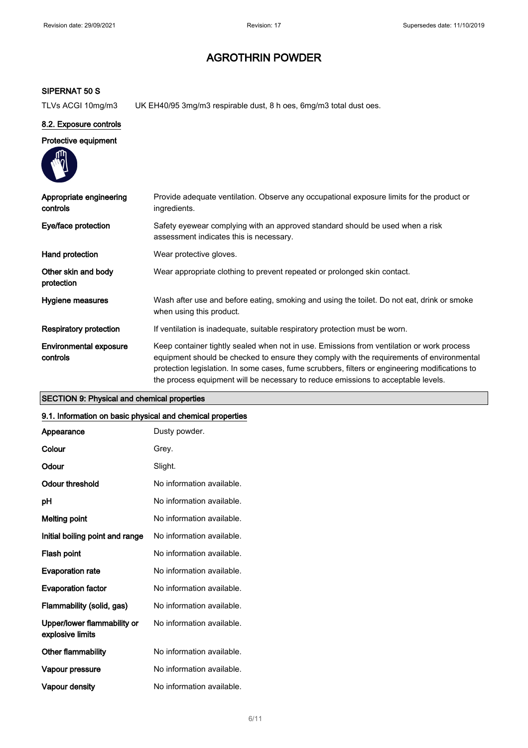### SIPERNAT 50 S

TLVs ACGI 10mg/m3 UK EH40/95 3mg/m3 respirable dust, 8 h oes, 6mg/m3 total dust oes.

### 8.2. Exposure controls

**Protective equipment**

| | |
|---|---|
| **Appropriate engineering controls** | Provide adequate ventilation. Observe any occupational exposure limits for the product or ingredients. |
| **Eye/face protection** | Safety eyewear complying with an approved standard should be used when a risk assessment indicates this is necessary. |
| **Hand protection** | Wear protective gloves. |
| **Other skin and body protection** | Wear appropriate clothing to prevent repeated or prolonged skin contact. |
| **Hygiene measures** | Wash after use and before eating, smoking and using the toilet. Do not eat, drink or smoke when using this product. |
| **Respiratory protection** | If ventilation is inadequate, suitable respiratory protection must be worn. |
| **Environmental exposure controls** | Keep container tightly sealed when not in use. Emissions from ventilation or work process equipment should be checked to ensure they comply with the requirements of environmental protection legislation. In some cases, fume scrubbers, filters or engineering modifications to the process equipment will be necessary to reduce emissions to acceptable levels. |

## SECTION 9: Physical and chemical properties

### 9.1. Information on basic physical and chemical properties

| | |
|---|---|
| **Appearance** | Dusty powder. |
| **Colour** | Grey. |
| **Odour** | Slight. |
| **Odour threshold** | No information available. |
| **pH** | No information available. |
| **Melting point** | No information available. |
| **Initial boiling point and range** | No information available. |
| **Flash point** | No information available. |
| **Evaporation rate** | No information available. |
| **Evaporation factor** | No information available. |
| **Flammability (solid, gas)** | No information available. |
| **Upper/lower flammability or explosive limits** | No information available. |
| **Other flammability** | No information available. |
| **Vapour pressure** | No information available. |
| **Vapour density** | No information available. |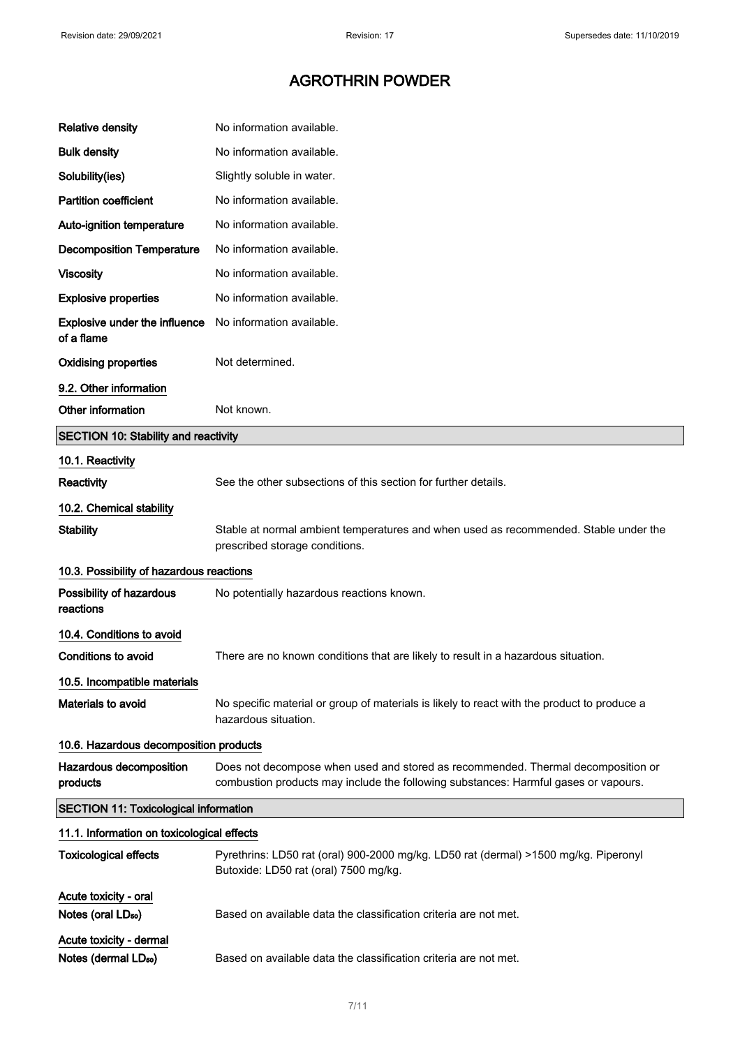| | |
|---|---|
| **Relative density** | No information available. |
| **Bulk density** | No information available. |
| **Solubility(ies)** | Slightly soluble in water. |
| **Partition coefficient** | No information available. |
| **Auto-ignition temperature** | No information available. |
| **Decomposition Temperature** | No information available. |
| **Viscosity** | No information available. |
| **Explosive properties** | No information available. |
| **Explosive under the influence of a flame** | No information available. |
| **Oxidising properties** | Not determined. |

**9.2. Other information**

| | |
|---|---|
| **Other information** | Not known. |

## SECTION 10: Stability and reactivity

**10.1. Reactivity**

| | |
|---|---|
| **Reactivity** | See the other subsections of this section for further details. |

**10.2. Chemical stability**

| | |
|---|---|
| **Stability** | Stable at normal ambient temperatures and when used as recommended. Stable under the prescribed storage conditions. |

**10.3. Possibility of hazardous reactions**

| | |
|---|---|
| **Possibility of hazardous reactions** | No potentially hazardous reactions known. |

**10.4. Conditions to avoid**

| | |
|---|---|
| **Conditions to avoid** | There are no known conditions that are likely to result in a hazardous situation. |

**10.5. Incompatible materials**

| | |
|---|---|
| **Materials to avoid** | No specific material or group of materials is likely to react with the product to produce a hazardous situation. |

**10.6. Hazardous decomposition products**

| | |
|---|---|
| **Hazardous decomposition products** | Does not decompose when used and stored as recommended. Thermal decomposition or combustion products may include the following substances: Harmful gases or vapours. |

## SECTION 11: Toxicological information

**11.1. Information on toxicological effects**

| | |
|---|---|
| **Toxicological effects** | Pyrethrins: LD50 rat (oral) 900-2000 mg/kg. LD50 rat (dermal) >1500 mg/kg. Piperonyl Butoxide: LD50 rat (oral) 7500 mg/kg. |

**Acute toxicity - oral**

| | |
|---|---|
| **Notes (oral $LD_{50}$)** | Based on available data the classification criteria are not met. |

**Acute toxicity - dermal**

| | |
|---|---|
| **Notes (dermal $LD_{50}$)** | Based on available data the classification criteria are not met. |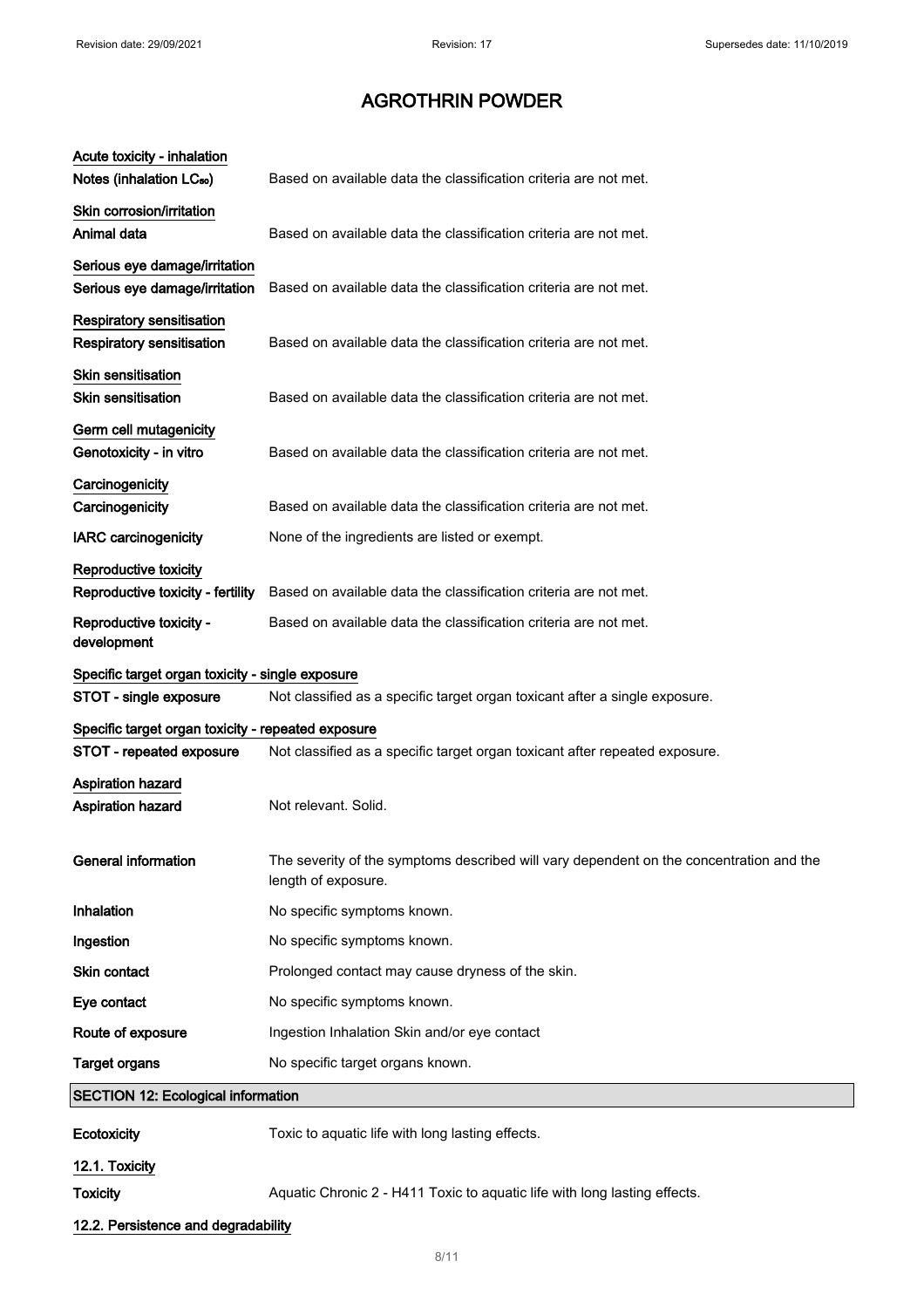# AGROTHRIN POWDER

**Acute toxicity - inhalation**

**Notes (inhalation $LC_{50}$)** Based on available data the classification criteria are not met.

**Skin corrosion/irritation**

**Animal data** Based on available data the classification criteria are not met.

**Serious eye damage/irritation**

**Serious eye damage/irritation** Based on available data the classification criteria are not met.

**Respiratory sensitisation**

**Respiratory sensitisation** Based on available data the classification criteria are not met.

**Skin sensitisation**

**Skin sensitisation** Based on available data the classification criteria are not met.

**Germ cell mutagenicity**

**Genotoxicity - in vitro** Based on available data the classification criteria are not met.

**Carcinogenicity**

**Carcinogenicity** Based on available data the classification criteria are not met.

**IARC carcinogenicity** None of the ingredients are listed or exempt.

**Reproductive toxicity**

**Reproductive toxicity - fertility** Based on available data the classification criteria are not met.

**Reproductive toxicity - development** Based on available data the classification criteria are not met.

**Specific target organ toxicity - single exposure**

**STOT - single exposure** Not classified as a specific target organ toxicant after a single exposure.

**Specific target organ toxicity - repeated exposure**

**STOT - repeated exposure** Not classified as a specific target organ toxicant after repeated exposure.

**Aspiration hazard**

**Aspiration hazard** Not relevant. Solid.

**General information** The severity of the symptoms described will vary dependent on the concentration and the length of exposure.

**Inhalation** No specific symptoms known.

**Ingestion** No specific symptoms known.

**Skin contact** Prolonged contact may cause dryness of the skin.

**Eye contact** No specific symptoms known.

**Route of exposure** Ingestion Inhalation Skin and/or eye contact

**Target organs** No specific target organs known.

## SECTION 12: Ecological information

**Ecotoxicity** Toxic to aquatic life with long lasting effects.

**12.1. Toxicity**

**Toxicity** Aquatic Chronic 2 - H411 Toxic to aquatic life with long lasting effects.

**12.2. Persistence and degradability**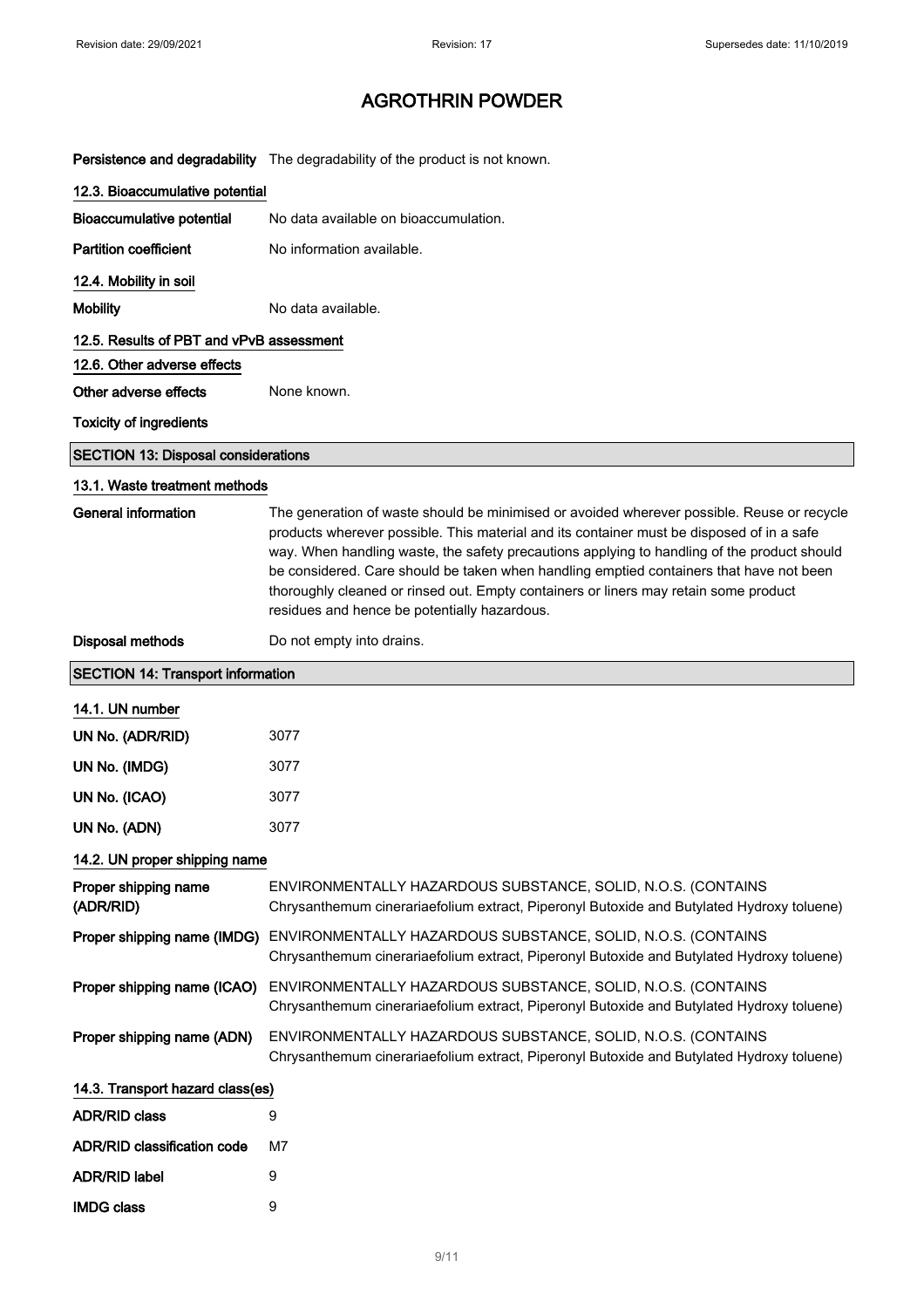# AGROTHRIN POWDER

| | |
|---|---|
| **Persistence and degradability** | The degradability of the product is not known. |

### 12.3. Bioaccumulative potential

| | |
|---|---|
| **Bioaccumulative potential** | No data available on bioaccumulation. |
| **Partition coefficient** | No information available. |

### 12.4. Mobility in soil

| | |
|---|---|
| **Mobility** | No data available. |

### 12.5. Results of PBT and vPvB assessment

### 12.6. Other adverse effects

| | |
|---|---|
| **Other adverse effects** | None known. |

**Toxicity of ingredients**

## SECTION 13: Disposal considerations

### 13.1. Waste treatment methods

| | |
|---|---|
| **General information** | The generation of waste should be minimised or avoided wherever possible. Reuse or recycle products wherever possible. This material and its container must be disposed of in a safe way. When handling waste, the safety precautions applying to handling of the product should be considered. Care should be taken when handling emptied containers that have not been thoroughly cleaned or rinsed out. Empty containers or liners may retain some product residues and hence be potentially hazardous. |
| **Disposal methods** | Do not empty into drains. |

## SECTION 14: Transport information

### 14.1. UN number

| | |
|---|---|
| **UN No. (ADR/RID)** | 3077 |
| **UN No. (IMDG)** | 3077 |
| **UN No. (ICAO)** | 3077 |
| **UN No. (ADN)** | 3077 |

### 14.2. UN proper shipping name

| | |
|---|---|
| **Proper shipping name (ADR/RID)** | ENVIRONMENTALLY HAZARDOUS SUBSTANCE, SOLID, N.O.S. (CONTAINS Chrysanthemum cinerariaefolium extract, Piperonyl Butoxide and Butylated Hydroxy toluene) |
| **Proper shipping name (IMDG)** | ENVIRONMENTALLY HAZARDOUS SUBSTANCE, SOLID, N.O.S. (CONTAINS Chrysanthemum cinerariaefolium extract, Piperonyl Butoxide and Butylated Hydroxy toluene) |
| **Proper shipping name (ICAO)** | ENVIRONMENTALLY HAZARDOUS SUBSTANCE, SOLID, N.O.S. (CONTAINS Chrysanthemum cinerariaefolium extract, Piperonyl Butoxide and Butylated Hydroxy toluene) |
| **Proper shipping name (ADN)** | ENVIRONMENTALLY HAZARDOUS SUBSTANCE, SOLID, N.O.S. (CONTAINS Chrysanthemum cinerariaefolium extract, Piperonyl Butoxide and Butylated Hydroxy toluene) |

### 14.3. Transport hazard class(es)

| | |
|---|---|
| **ADR/RID class** | 9 |
| **ADR/RID classification code** | M7 |
| **ADR/RID label** | 9 |
| **IMDG class** | 9 |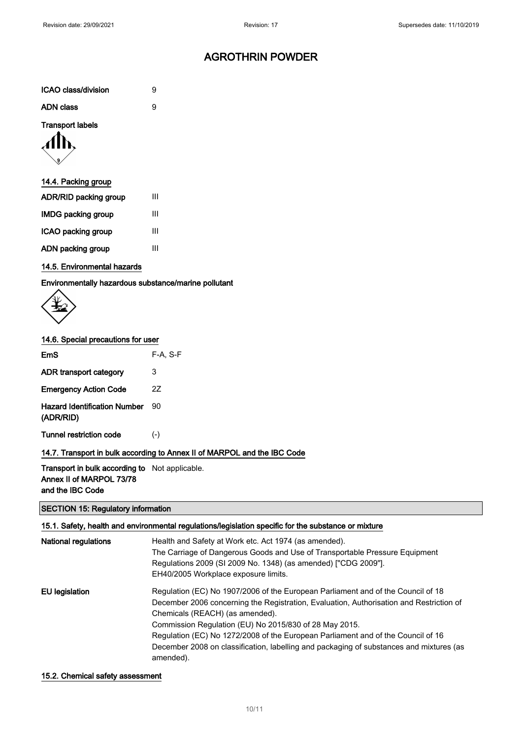# AGROTHRIN POWDER

| | |
|---|---|
| **ICAO class/division** | 9 |
| **ADN class** | 9 |

**Transport labels**

### 14.4. Packing group

| | |
|---|---|
| **ADR/RID packing group** | III |
| **IMDG packing group** | III |
| **ICAO packing group** | III |
| **ADN packing group** | III |

### 14.5. Environmental hazards

**Environmentally hazardous substance/marine pollutant**

### 14.6. Special precautions for user

| | |
|---|---|
| **EmS** | F-A, S-F |
| **ADR transport category** | 3 |
| **Emergency Action Code** | 2Z |
| **Hazard Identification Number (ADR/RID)** | 90 |
| **Tunnel restriction code** | (-) |

### 14.7. Transport in bulk according to Annex II of MARPOL and the IBC Code

| | |
|---|---|
| **Transport in bulk according to Annex II of MARPOL 73/78 and the IBC Code** | Not applicable. |

## SECTION 15: Regulatory information

### 15.1. Safety, health and environmental regulations/legislation specific for the substance or mixture

**National regulations**

Health and Safety at Work etc. Act 1974 (as amended).
The Carriage of Dangerous Goods and Use of Transportable Pressure Equipment Regulations 2009 (SI 2009 No. 1348) (as amended) ["CDG 2009"].
EH40/2005 Workplace exposure limits.

**EU legislation**

Regulation (EC) No 1907/2006 of the European Parliament and of the Council of 18 December 2006 concerning the Registration, Evaluation, Authorisation and Restriction of Chemicals (REACH) (as amended).
Commission Regulation (EU) No 2015/830 of 28 May 2015.
Regulation (EC) No 1272/2008 of the European Parliament and of the Council of 16 December 2008 on classification, labelling and packaging of substances and mixtures (as amended).

### 15.2. Chemical safety assessment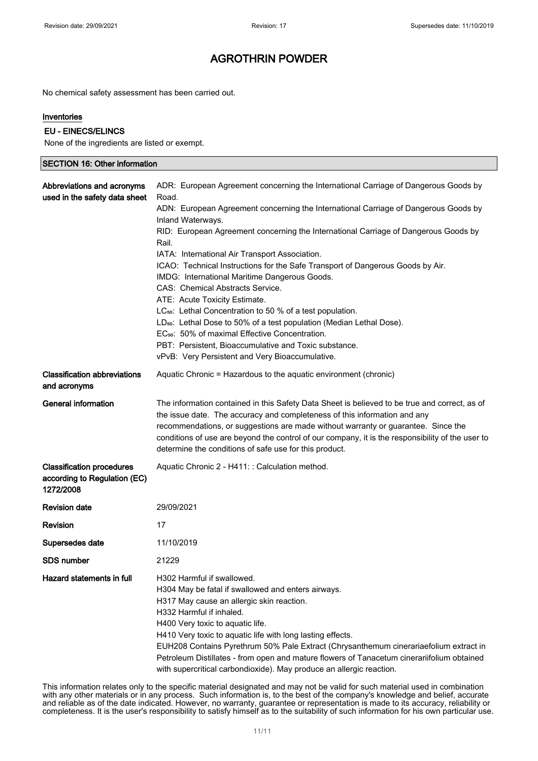No chemical safety assessment has been carried out.

## Inventories

### EU - EINECS/ELINCS

None of the ingredients are listed or exempt.

## SECTION 16: Other information

| | |
|---|---|
| **Abbreviations and acronyms used in the safety data sheet** | ADR: European Agreement concerning the International Carriage of Dangerous Goods by Road.<br>ADN: European Agreement concerning the International Carriage of Dangerous Goods by Inland Waterways.<br>RID: European Agreement concerning the International Carriage of Dangerous Goods by Rail.<br>IATA: International Air Transport Association.<br>ICAO: Technical Instructions for the Safe Transport of Dangerous Goods by Air.<br>IMDG: International Maritime Dangerous Goods.<br>CAS: Chemical Abstracts Service.<br>ATE: Acute Toxicity Estimate.<br>$LC_{50}$: Lethal Concentration to 50 % of a test population.<br>$LD_{50}$: Lethal Dose to 50% of a test population (Median Lethal Dose).<br>$EC_{50}$: 50% of maximal Effective Concentration.<br>PBT: Persistent, Bioaccumulative and Toxic substance.<br>vPvB: Very Persistent and Very Bioaccumulative. |
| **Classification abbreviations and acronyms** | Aquatic Chronic = Hazardous to the aquatic environment (chronic) |
| **General information** | The information contained in this Safety Data Sheet is believed to be true and correct, as of the issue date. The accuracy and completeness of this information and any recommendations, or suggestions are made without warranty or guarantee. Since the conditions of use are beyond the control of our company, it is the responsibility of the user to determine the conditions of safe use for this product. |
| **Classification procedures according to Regulation (EC) 1272/2008** | Aquatic Chronic 2 - H411: : Calculation method. |
| **Revision date** | 29/09/2021 |
| **Revision** | 17 |
| **Supersedes date** | 11/10/2019 |
| **SDS number** | 21229 |
| **Hazard statements in full** | H302 Harmful if swallowed.<br>H304 May be fatal if swallowed and enters airways.<br>H317 May cause an allergic skin reaction.<br>H332 Harmful if inhaled.<br>H400 Very toxic to aquatic life.<br>H410 Very toxic to aquatic life with long lasting effects.<br>EUH208 Contains Pyrethrum 50% Pale Extract (Chrysanthemum cinerariaefolium extract in Petroleum Distillates - from open and mature flowers of Tanacetum cinerariifolium obtained with supercritical carbondioxide). May produce an allergic reaction. |

This information relates only to the specific material designated and may not be valid for such material used in combination with any other materials or in any process. Such information is, to the best of the company's knowledge and belief, accurate and reliable as of the date indicated. However, no warranty, guarantee or representation is made to its accuracy, reliability or completeness. It is the user's responsibility to satisfy himself as to the suitability of such information for his own particular use.